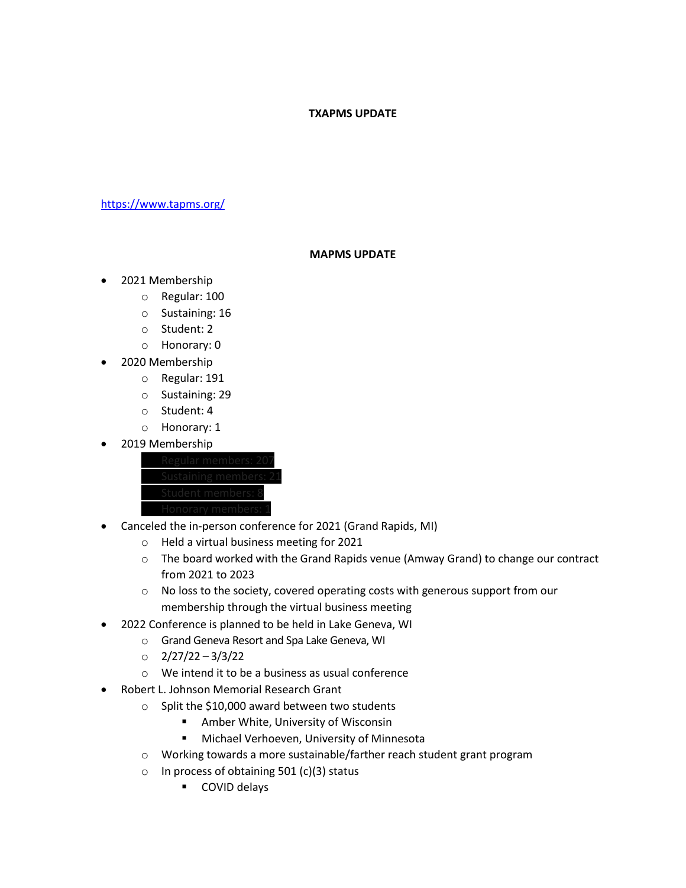**TXAPMS UPDATE**

https://www.tapms.org/

**MAPMS UPDATE**

- 2021 Membership
  - Regular: 100
  - Sustaining: 16
  - Student: 2
  - Honorary: 0
- 2020 Membership
  - Regular: 191
  - Sustaining: 29
  - Student: 4
  - Honorary: 1
- 2019 Membership
  - Regular members: 207
  - Sustaining members: 21
  - Student members: 8
  - Honorary members: 1
- Canceled the in-person conference for 2021 (Grand Rapids, MI)
  - Held a virtual business meeting for 2021
  - The board worked with the Grand Rapids venue (Amway Grand) to change our contract from 2021 to 2023
  - No loss to the society, covered operating costs with generous support from our membership through the virtual business meeting
- 2022 Conference is planned to be held in Lake Geneva, WI
  - Grand Geneva Resort and Spa Lake Geneva, WI
  - 2/27/22 – 3/3/22
  - We intend it to be a business as usual conference
- Robert L. Johnson Memorial Research Grant
  - Split the $10,000 award between two students
    - Amber White, University of Wisconsin
    - Michael Verhoeven, University of Minnesota
  - Working towards a more sustainable/farther reach student grant program
  - In process of obtaining 501 (c)(3) status
    - COVID delays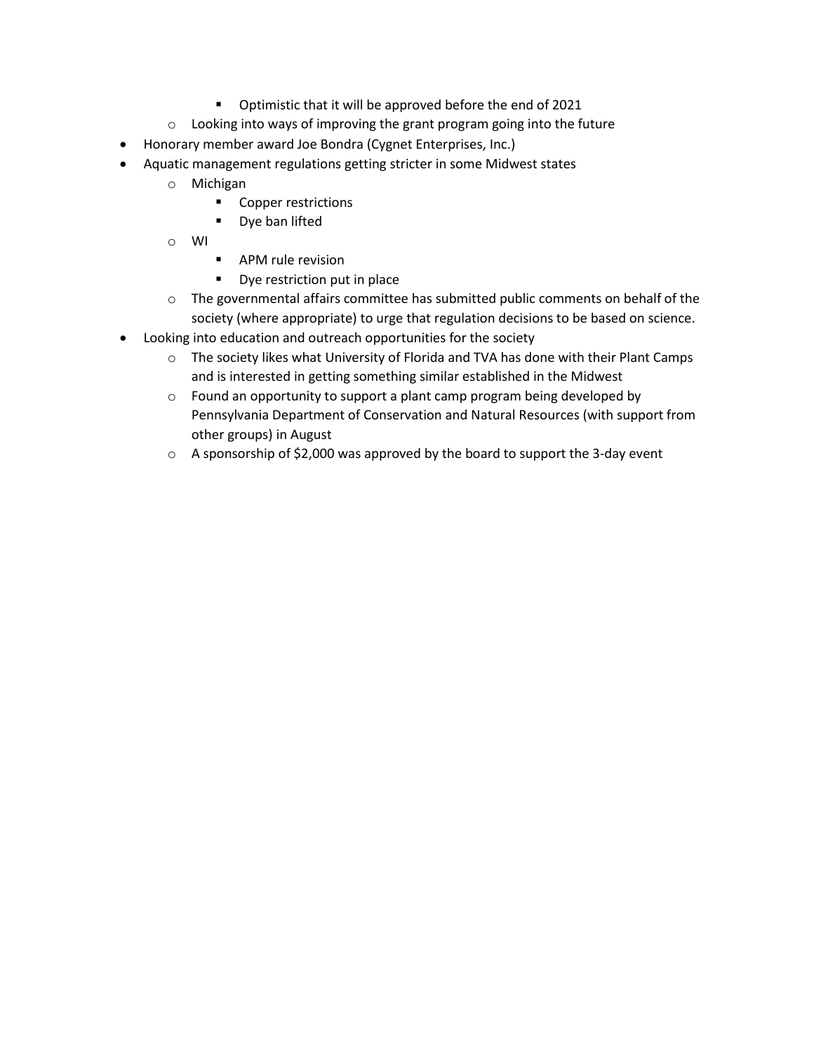- Optimistic that it will be approved before the end of 2021
    - Looking into ways of improving the grant program going into the future
- Honorary member award Joe Bondra (Cygnet Enterprises, Inc.)
- Aquatic management regulations getting stricter in some Midwest states
    - Michigan
        - Copper restrictions
        - Dye ban lifted
    - WI
        - APM rule revision
        - Dye restriction put in place
    - The governmental affairs committee has submitted public comments on behalf of the society (where appropriate) to urge that regulation decisions to be based on science.
- Looking into education and outreach opportunities for the society
    - The society likes what University of Florida and TVA has done with their Plant Camps and is interested in getting something similar established in the Midwest
    - Found an opportunity to support a plant camp program being developed by Pennsylvania Department of Conservation and Natural Resources (with support from other groups) in August
    - A sponsorship of $2,000 was approved by the board to support the 3-day event